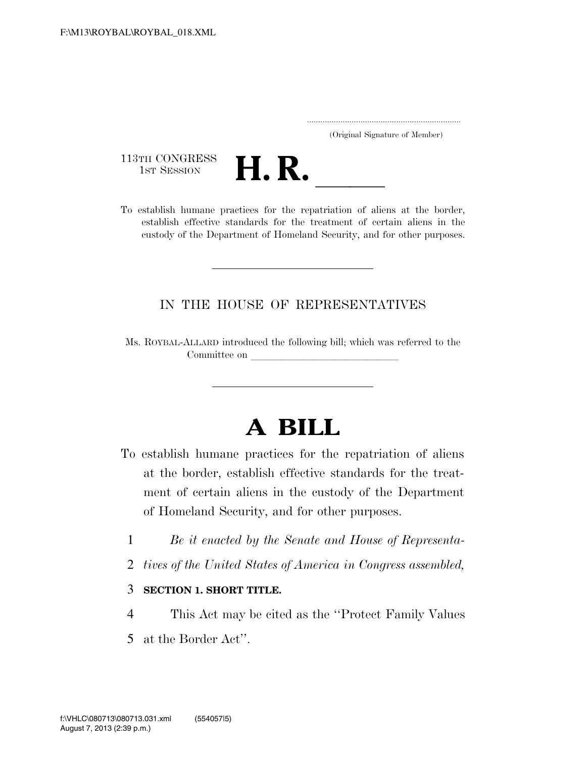F:\M13\ROYBAL\ROYBAL_018.XML

.....................................................................
(Original Signature of Member)

113TH CONGRESS
1ST SESSION

# H. R. \_\_\_\_\_\_

To establish humane practices for the repatriation of aliens at the border, establish effective standards for the treatment of certain aliens in the custody of the Department of Homeland Security, and for other purposes.

---

IN THE HOUSE OF REPRESENTATIVES

Ms. ROYBAL-ALLARD introduced the following bill; which was referred to the Committee on \_\_\_\_\_\_\_\_\_\_\_\_\_\_\_\_\_\_\_\_\_\_\_\_\_\_\_\_\_\_

---

# A BILL

To establish humane practices for the repatriation of aliens at the border, establish effective standards for the treatment of certain aliens in the custody of the Department of Homeland Security, and for other purposes.

1 *Be it enacted by the Senate and House of Representa-*
2 *tives of the United States of America in Congress assembled,*

3 **SECTION 1. SHORT TITLE.**

4 This Act may be cited as the ''Protect Family Values
5 at the Border Act''.

f:\VHLC\080713\080713.031.xml (554057|5)
August 7, 2013 (2:39 p.m.)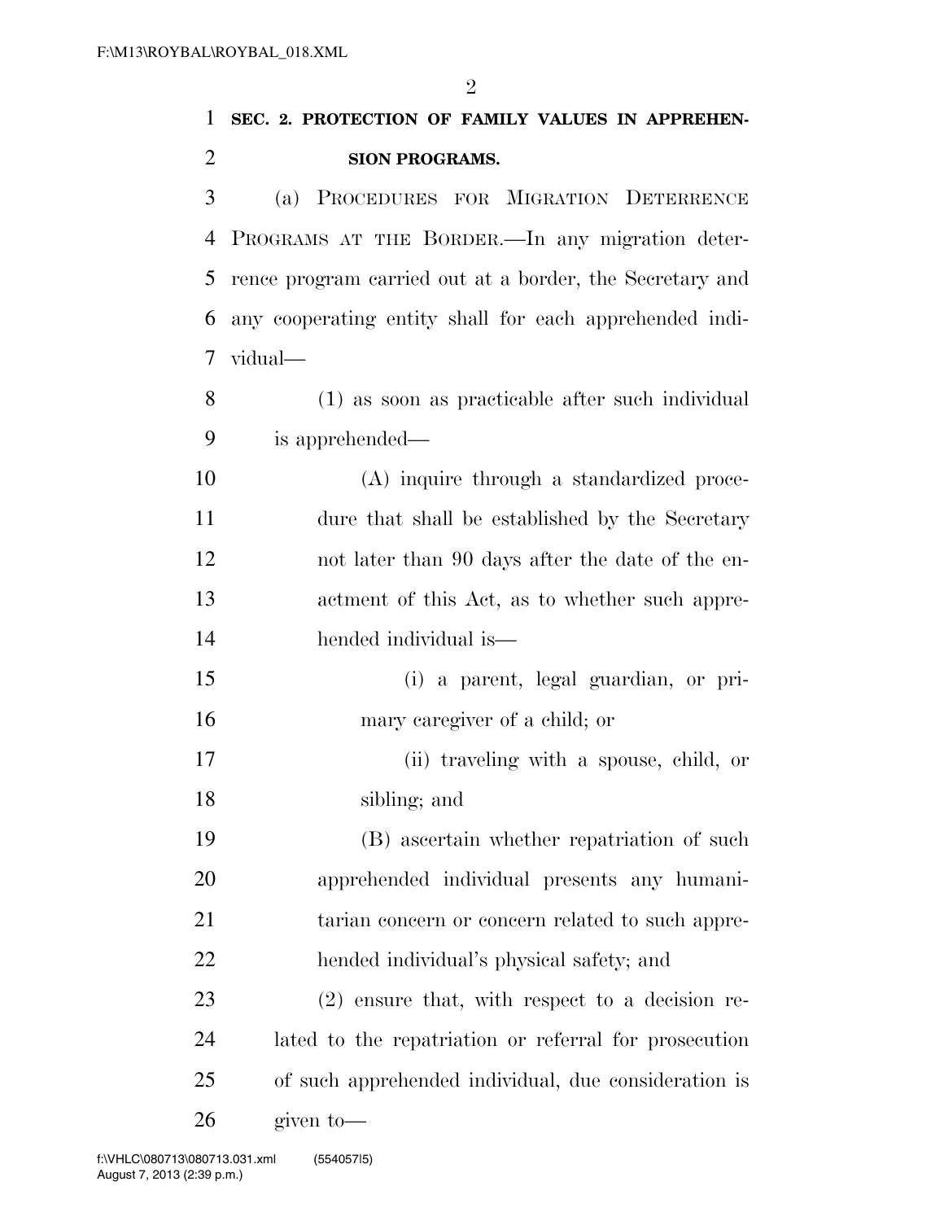**SEC. 2. PROTECTION OF FAMILY VALUES IN APPREHENSION PROGRAMS.**

(a) PROCEDURES FOR MIGRATION DETERRENCE PROGRAMS AT THE BORDER.—In any migration deterrence program carried out at a border, the Secretary and any cooperating entity shall for each apprehended individual—

(1) as soon as practicable after such individual is apprehended—

(A) inquire through a standardized procedure that shall be established by the Secretary not later than 90 days after the date of the enactment of this Act, as to whether such apprehended individual is—

(i) a parent, legal guardian, or primary caregiver of a child; or

(ii) traveling with a spouse, child, or sibling; and

(B) ascertain whether repatriation of such apprehended individual presents any humanitarian concern or concern related to such apprehended individual's physical safety; and

(2) ensure that, with respect to a decision related to the repatriation or referral for prosecution of such apprehended individual, due consideration is given to—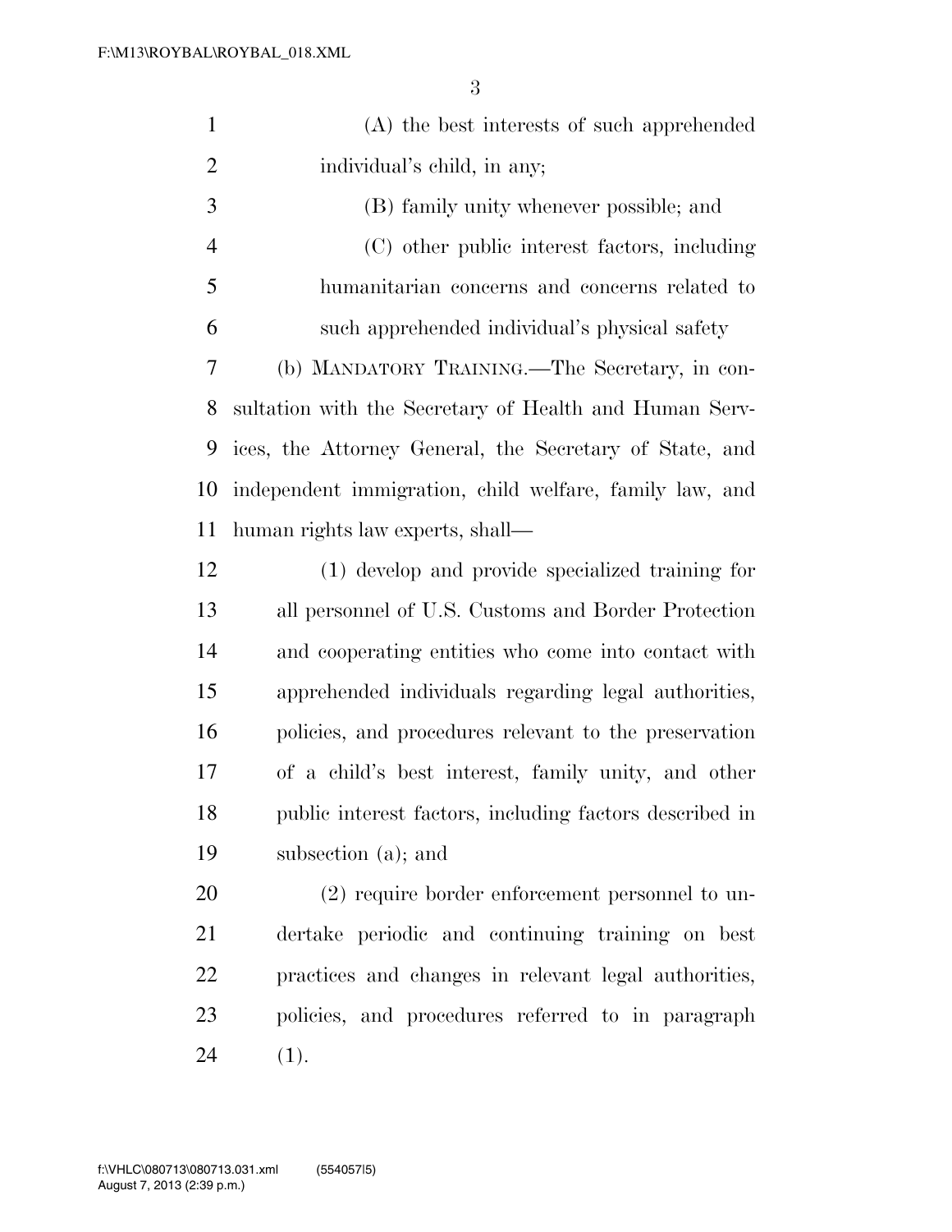(A) the best interests of such apprehended individual's child, in any;

(B) family unity whenever possible; and

(C) other public interest factors, including humanitarian concerns and concerns related to such apprehended individual's physical safety

(b) MANDATORY TRAINING.—The Secretary, in consultation with the Secretary of Health and Human Services, the Attorney General, the Secretary of State, and independent immigration, child welfare, family law, and human rights law experts, shall—

(1) develop and provide specialized training for all personnel of U.S. Customs and Border Protection and cooperating entities who come into contact with apprehended individuals regarding legal authorities, policies, and procedures relevant to the preservation of a child's best interest, family unity, and other public interest factors, including factors described in subsection (a); and

(2) require border enforcement personnel to undertake periodic and continuing training on best practices and changes in relevant legal authorities, policies, and procedures referred to in paragraph (1).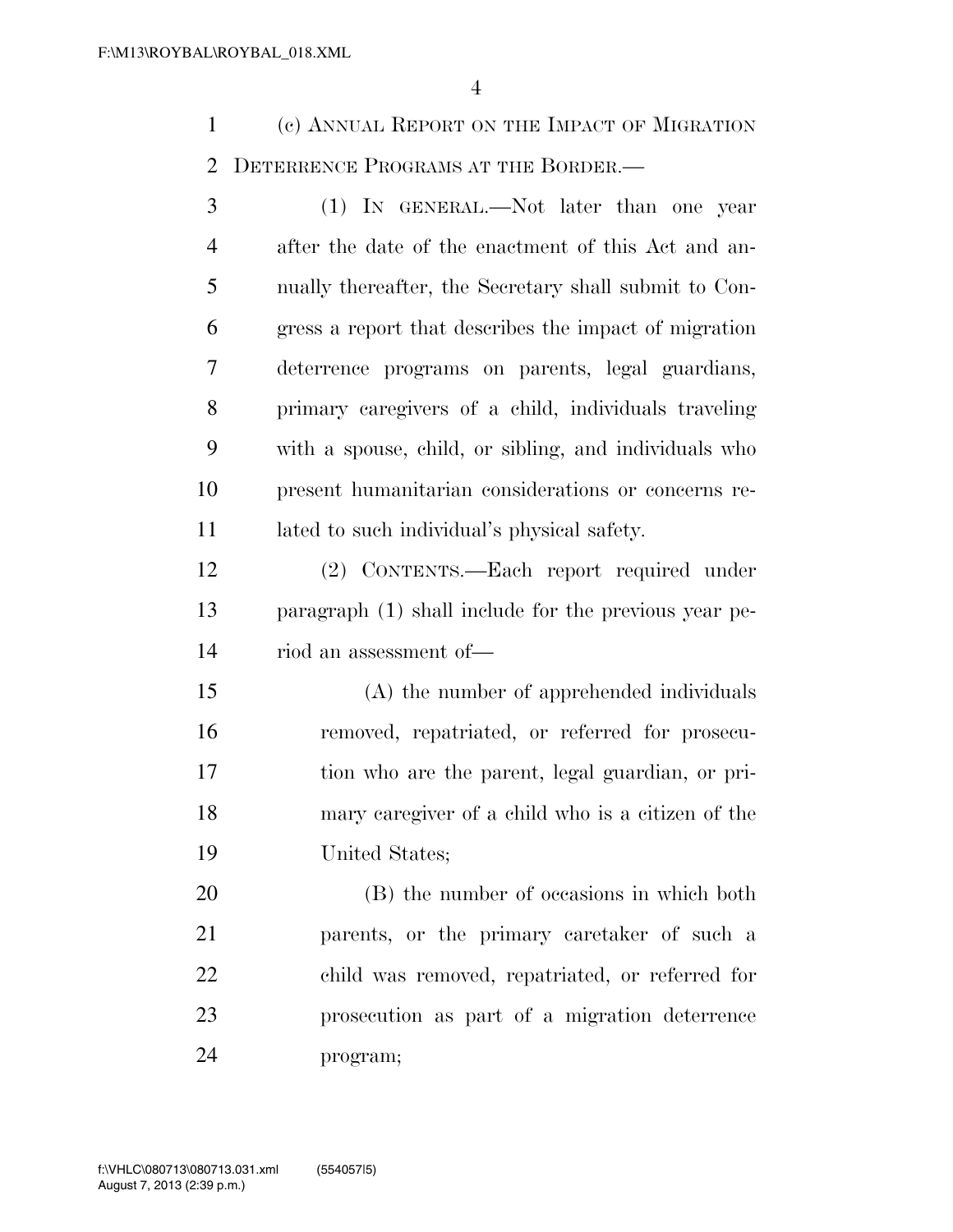(c) ANNUAL REPORT ON THE IMPACT OF MIGRATION DETERRENCE PROGRAMS AT THE BORDER.—

(1) IN GENERAL.—Not later than one year after the date of the enactment of this Act and annually thereafter, the Secretary shall submit to Congress a report that describes the impact of migration deterrence programs on parents, legal guardians, primary caregivers of a child, individuals traveling with a spouse, child, or sibling, and individuals who present humanitarian considerations or concerns related to such individual's physical safety.

(2) CONTENTS.—Each report required under paragraph (1) shall include for the previous year period an assessment of—

(A) the number of apprehended individuals removed, repatriated, or referred for prosecution who are the parent, legal guardian, or primary caregiver of a child who is a citizen of the United States;

(B) the number of occasions in which both parents, or the primary caretaker of such a child was removed, repatriated, or referred for prosecution as part of a migration deterrence program;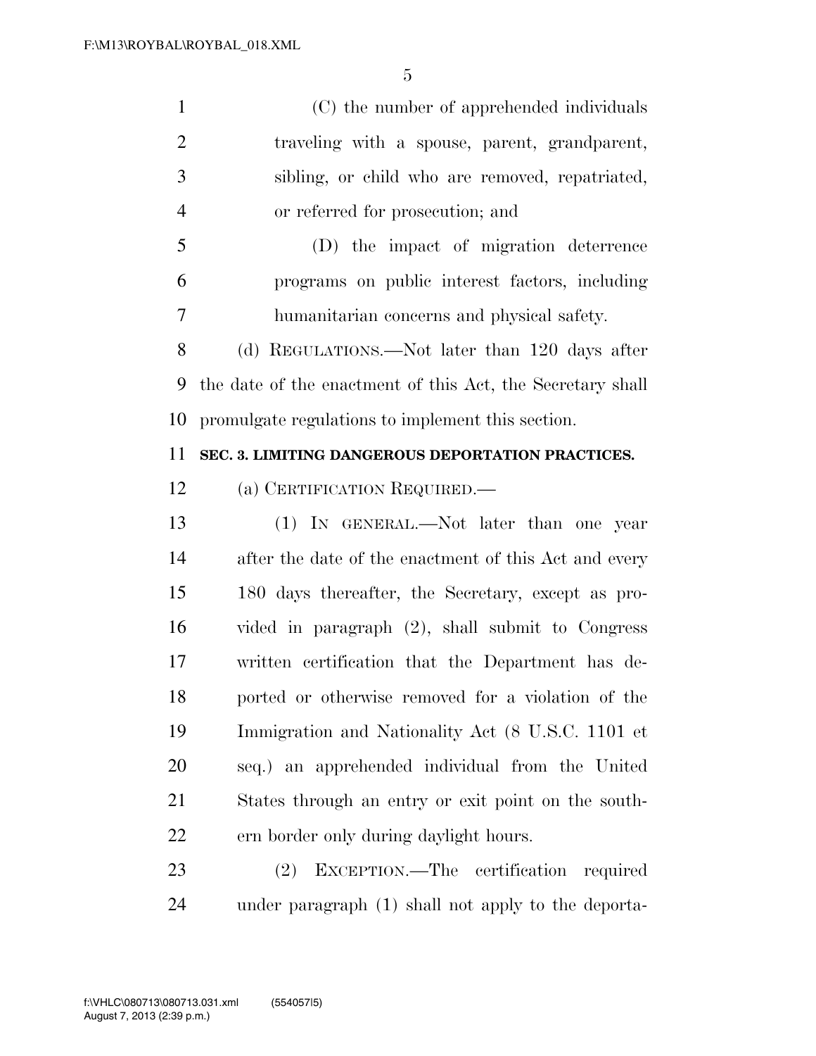(C) the number of apprehended individuals traveling with a spouse, parent, grandparent, sibling, or child who are removed, repatriated, or referred for prosecution; and

(D) the impact of migration deterrence programs on public interest factors, including humanitarian concerns and physical safety.

(d) REGULATIONS.—Not later than 120 days after the date of the enactment of this Act, the Secretary shall promulgate regulations to implement this section.

**SEC. 3. LIMITING DANGEROUS DEPORTATION PRACTICES.**

(a) CERTIFICATION REQUIRED.—

(1) IN GENERAL.—Not later than one year after the date of the enactment of this Act and every 180 days thereafter, the Secretary, except as provided in paragraph (2), shall submit to Congress written certification that the Department has deported or otherwise removed for a violation of the Immigration and Nationality Act (8 U.S.C. 1101 et seq.) an apprehended individual from the United States through an entry or exit point on the southern border only during daylight hours.

(2) EXCEPTION.—The certification required under paragraph (1) shall not apply to the deporta-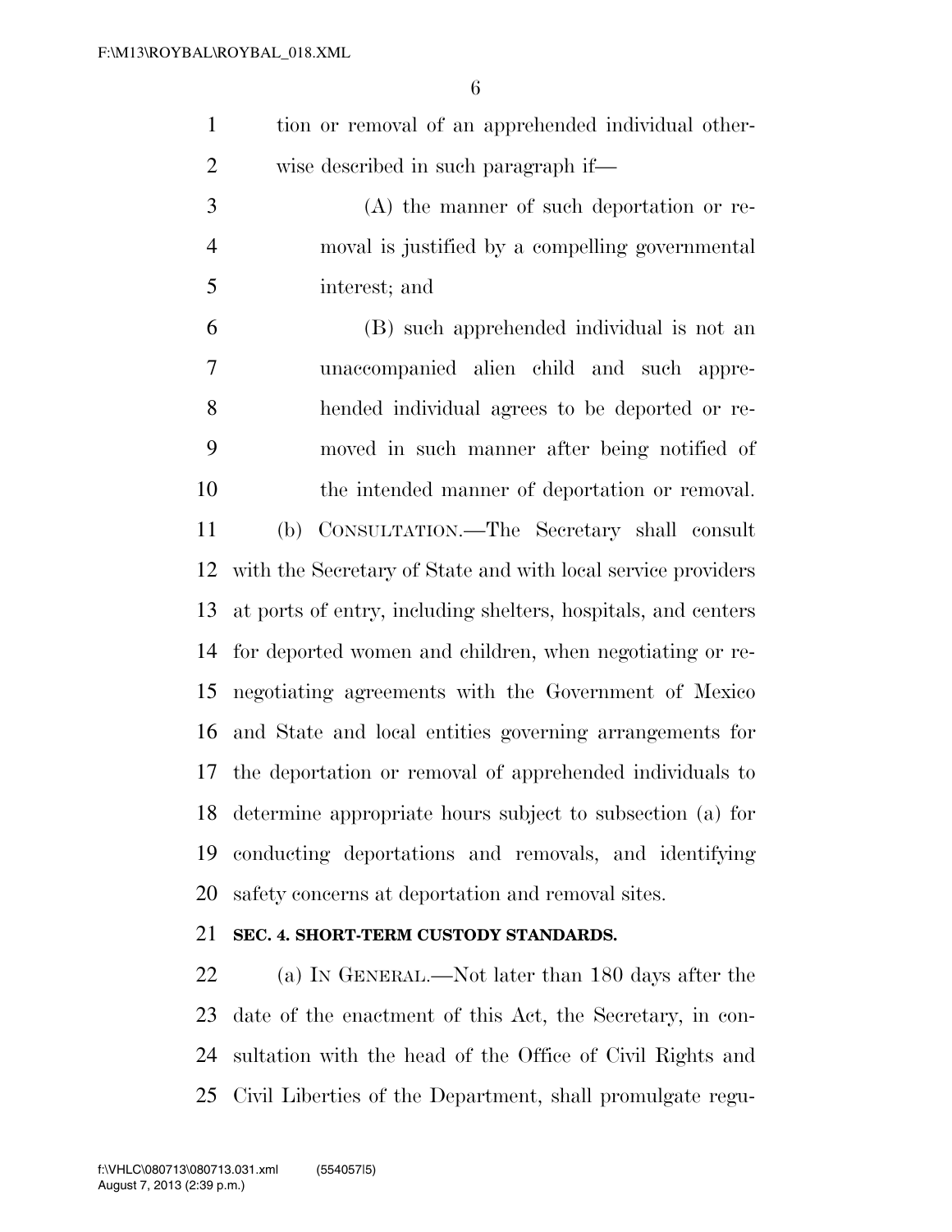tion or removal of an apprehended individual otherwise described in such paragraph if—

(A) the manner of such deportation or removal is justified by a compelling governmental interest; and

(B) such apprehended individual is not an unaccompanied alien child and such apprehended individual agrees to be deported or removed in such manner after being notified of the intended manner of deportation or removal.

(b) CONSULTATION.—The Secretary shall consult with the Secretary of State and with local service providers at ports of entry, including shelters, hospitals, and centers for deported women and children, when negotiating or renegotiating agreements with the Government of Mexico and State and local entities governing arrangements for the deportation or removal of apprehended individuals to determine appropriate hours subject to subsection (a) for conducting deportations and removals, and identifying safety concerns at deportation and removal sites.

**SEC. 4. SHORT-TERM CUSTODY STANDARDS.**

(a) IN GENERAL.—Not later than 180 days after the date of the enactment of this Act, the Secretary, in consultation with the head of the Office of Civil Rights and Civil Liberties of the Department, shall promulgate regu-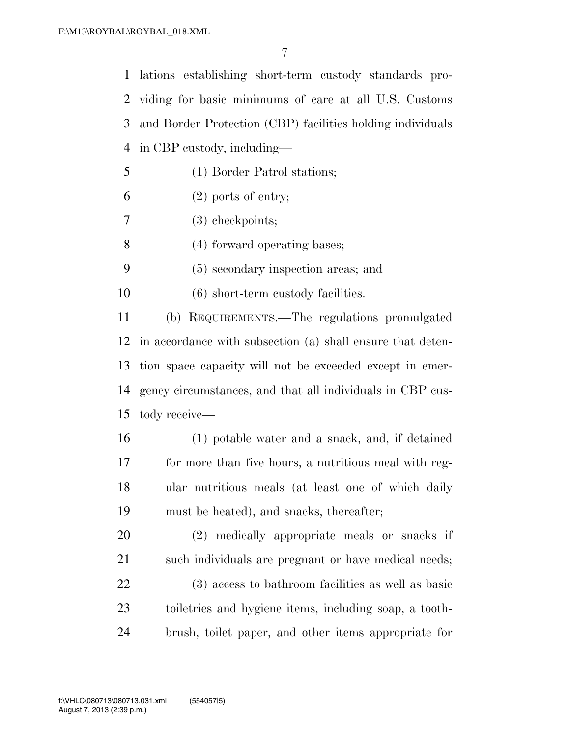lations establishing short-term custody standards providing for basic minimums of care at all U.S. Customs and Border Protection (CBP) facilities holding individuals in CBP custody, including—

(1) Border Patrol stations;

(2) ports of entry;

(3) checkpoints;

(4) forward operating bases;

(5) secondary inspection areas; and

(6) short-term custody facilities.

(b) REQUIREMENTS.—The regulations promulgated in accordance with subsection (a) shall ensure that detention space capacity will not be exceeded except in emergency circumstances, and that all individuals in CBP custody receive—

(1) potable water and a snack, and, if detained for more than five hours, a nutritious meal with regular nutritious meals (at least one of which daily must be heated), and snacks, thereafter;

(2) medically appropriate meals or snacks if such individuals are pregnant or have medical needs;

(3) access to bathroom facilities as well as basic toiletries and hygiene items, including soap, a toothbrush, toilet paper, and other items appropriate for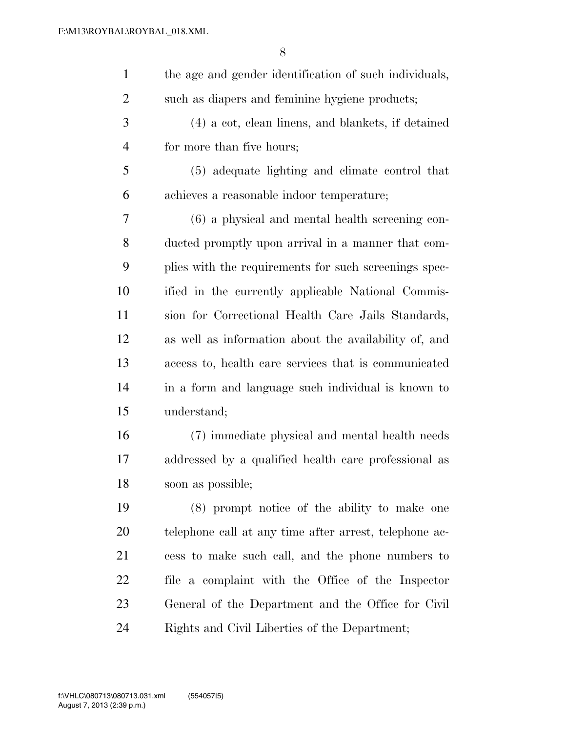the age and gender identification of such individuals, such as diapers and feminine hygiene products;

(4) a cot, clean linens, and blankets, if detained for more than five hours;

(5) adequate lighting and climate control that achieves a reasonable indoor temperature;

(6) a physical and mental health screening conducted promptly upon arrival in a manner that complies with the requirements for such screenings specified in the currently applicable National Commission for Correctional Health Care Jails Standards, as well as information about the availability of, and access to, health care services that is communicated in a form and language such individual is known to understand;

(7) immediate physical and mental health needs addressed by a qualified health care professional as soon as possible;

(8) prompt notice of the ability to make one telephone call at any time after arrest, telephone access to make such call, and the phone numbers to file a complaint with the Office of the Inspector General of the Department and the Office for Civil Rights and Civil Liberties of the Department;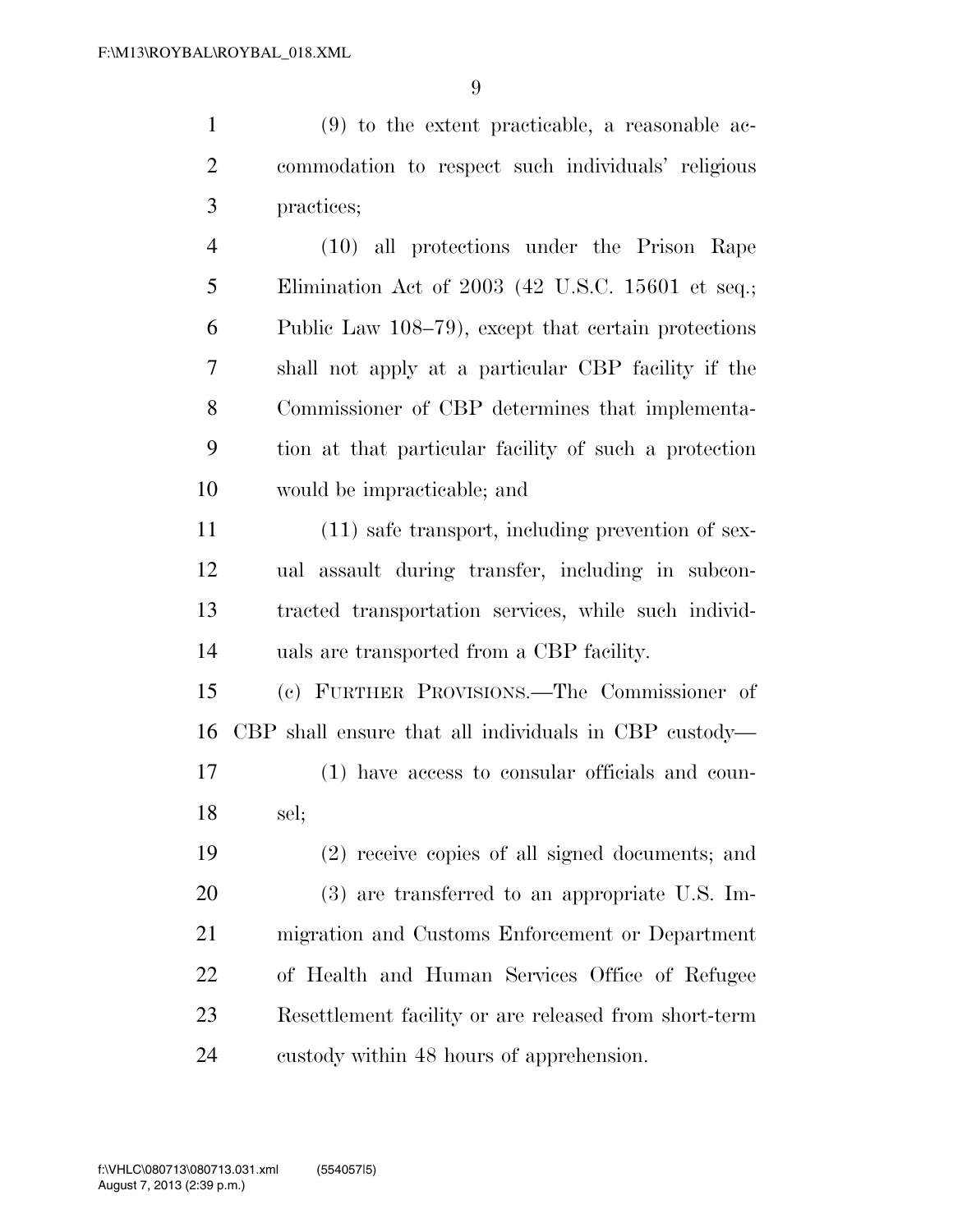(9) to the extent practicable, a reasonable accommodation to respect such individuals' religious practices;

(10) all protections under the Prison Rape Elimination Act of 2003 (42 U.S.C. 15601 et seq.; Public Law 108–79), except that certain protections shall not apply at a particular CBP facility if the Commissioner of CBP determines that implementation at that particular facility of such a protection would be impracticable; and

(11) safe transport, including prevention of sexual assault during transfer, including in subcontracted transportation services, while such individuals are transported from a CBP facility.

(c) FURTHER PROVISIONS.—The Commissioner of CBP shall ensure that all individuals in CBP custody—

(1) have access to consular officials and counsel;

(2) receive copies of all signed documents; and

(3) are transferred to an appropriate U.S. Immigration and Customs Enforcement or Department of Health and Human Services Office of Refugee Resettlement facility or are released from short-term custody within 48 hours of apprehension.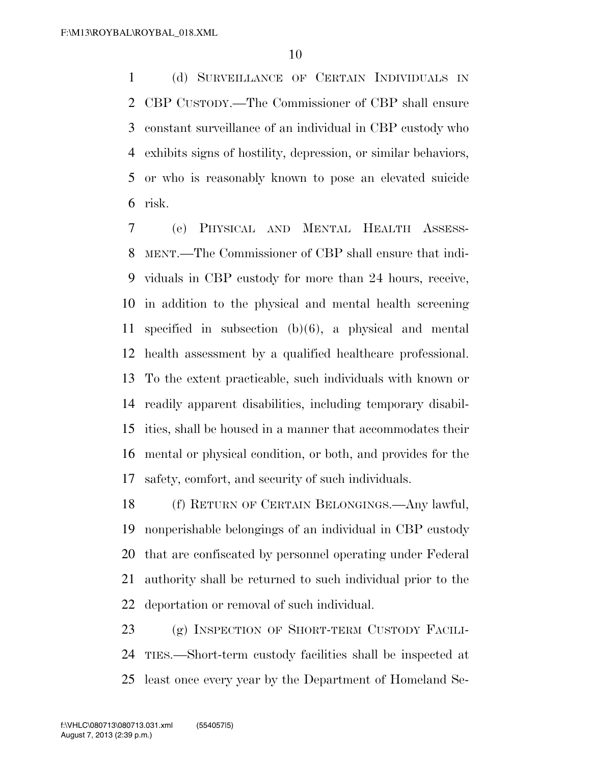(d) SURVEILLANCE OF CERTAIN INDIVIDUALS IN CBP CUSTODY.—The Commissioner of CBP shall ensure constant surveillance of an individual in CBP custody who exhibits signs of hostility, depression, or similar behaviors, or who is reasonably known to pose an elevated suicide risk.

(e) PHYSICAL AND MENTAL HEALTH ASSESSMENT.—The Commissioner of CBP shall ensure that individuals in CBP custody for more than 24 hours, receive, in addition to the physical and mental health screening specified in subsection (b)(6), a physical and mental health assessment by a qualified healthcare professional. To the extent practicable, such individuals with known or readily apparent disabilities, including temporary disabilities, shall be housed in a manner that accommodates their mental or physical condition, or both, and provides for the safety, comfort, and security of such individuals.

(f) RETURN OF CERTAIN BELONGINGS.—Any lawful, nonperishable belongings of an individual in CBP custody that are confiscated by personnel operating under Federal authority shall be returned to such individual prior to the deportation or removal of such individual.

(g) INSPECTION OF SHORT-TERM CUSTODY FACILITIES.—Short-term custody facilities shall be inspected at least once every year by the Department of Homeland Se-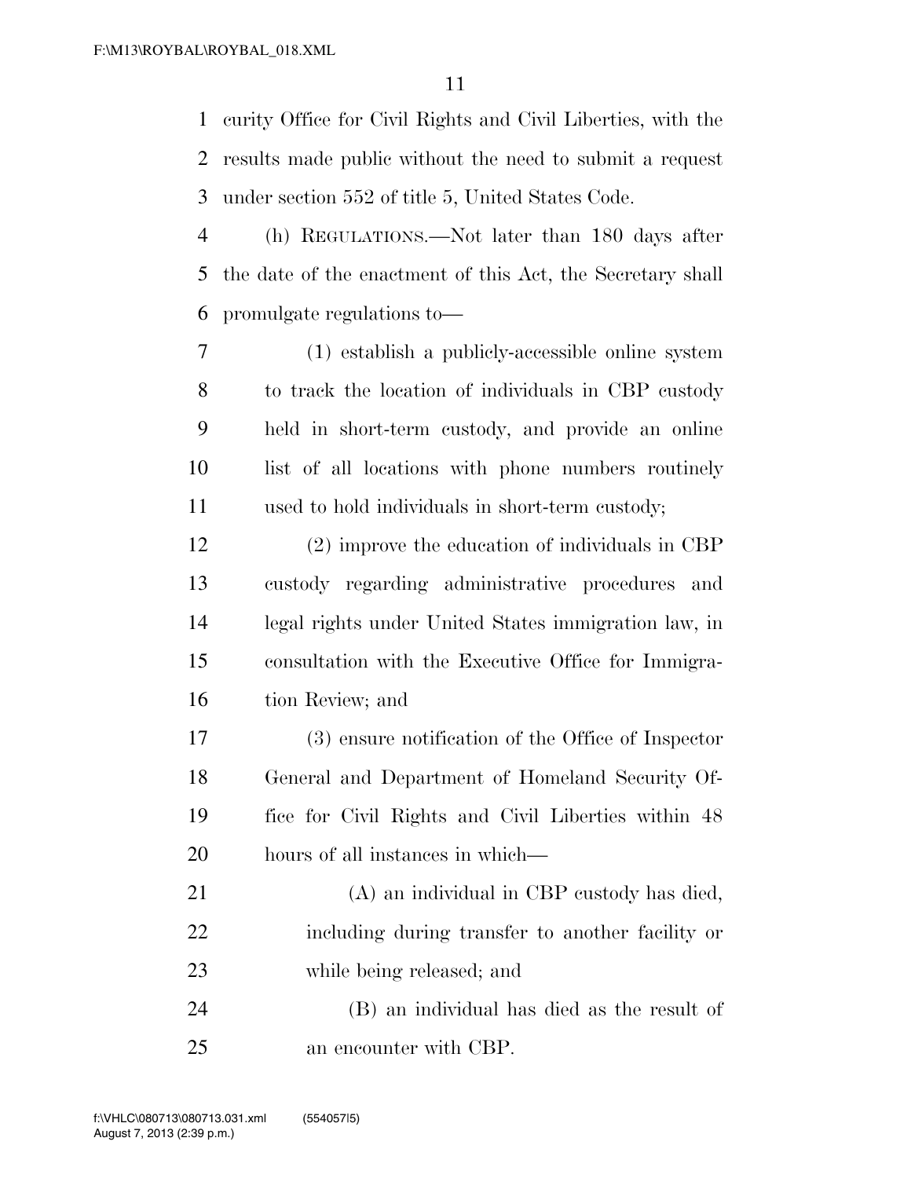curity Office for Civil Rights and Civil Liberties, with the results made public without the need to submit a request under section 552 of title 5, United States Code.

(h) REGULATIONS.—Not later than 180 days after the date of the enactment of this Act, the Secretary shall promulgate regulations to—

(1) establish a publicly-accessible online system to track the location of individuals in CBP custody held in short-term custody, and provide an online list of all locations with phone numbers routinely used to hold individuals in short-term custody;

(2) improve the education of individuals in CBP custody regarding administrative procedures and legal rights under United States immigration law, in consultation with the Executive Office for Immigration Review; and

(3) ensure notification of the Office of Inspector General and Department of Homeland Security Office for Civil Rights and Civil Liberties within 48 hours of all instances in which—

(A) an individual in CBP custody has died, including during transfer to another facility or while being released; and

(B) an individual has died as the result of an encounter with CBP.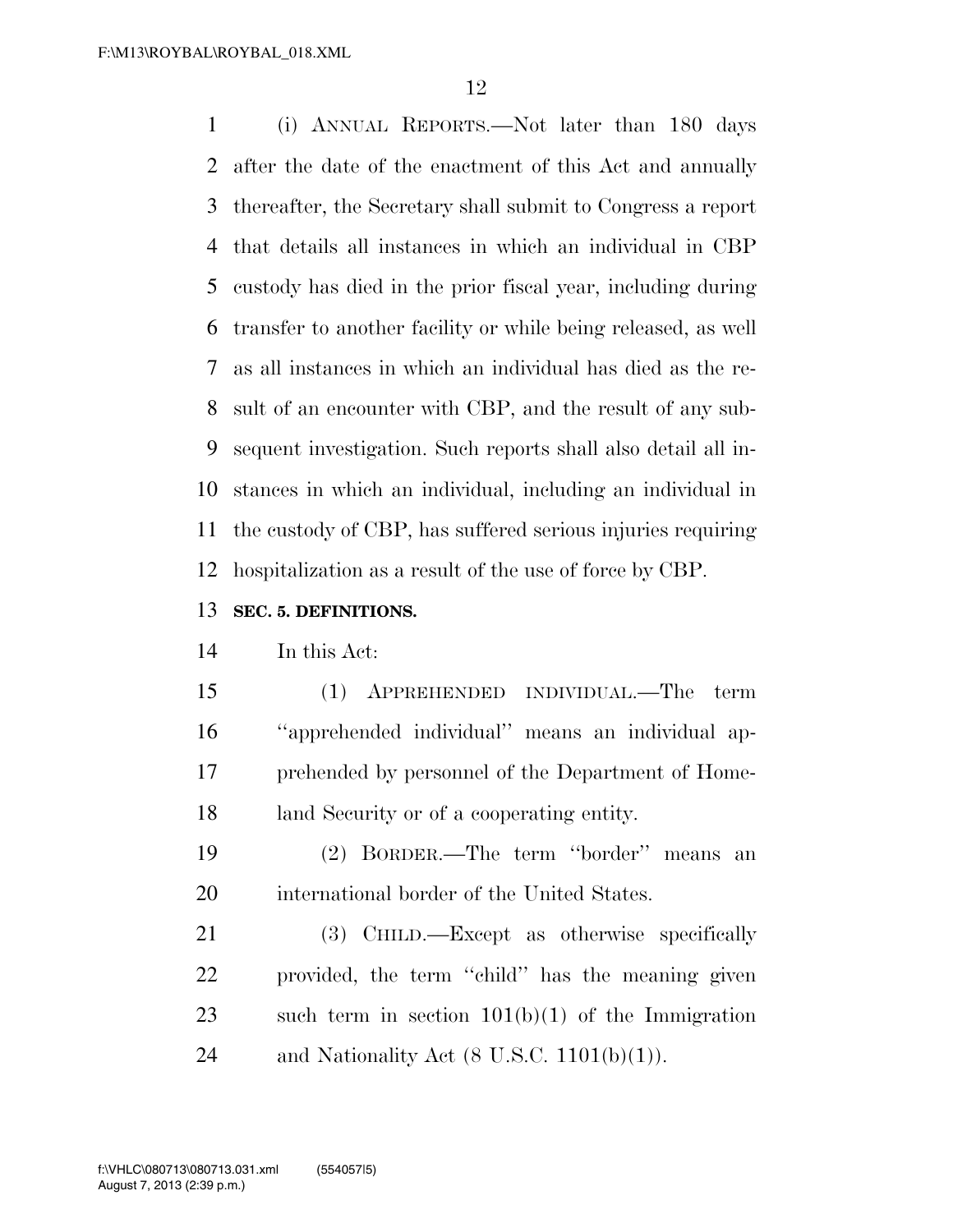(i) ANNUAL REPORTS.—Not later than 180 days after the date of the enactment of this Act and annually thereafter, the Secretary shall submit to Congress a report that details all instances in which an individual in CBP custody has died in the prior fiscal year, including during transfer to another facility or while being released, as well as all instances in which an individual has died as the result of an encounter with CBP, and the result of any subsequent investigation. Such reports shall also detail all instances in which an individual, including an individual in the custody of CBP, has suffered serious injuries requiring hospitalization as a result of the use of force by CBP.

**SEC. 5. DEFINITIONS.**

In this Act:

(1) APPREHENDED INDIVIDUAL.—The term ''apprehended individual'' means an individual apprehended by personnel of the Department of Homeland Security or of a cooperating entity.

(2) BORDER.—The term ''border'' means an international border of the United States.

(3) CHILD.—Except as otherwise specifically provided, the term ''child'' has the meaning given such term in section 101(b)(1) of the Immigration and Nationality Act (8 U.S.C. 1101(b)(1)).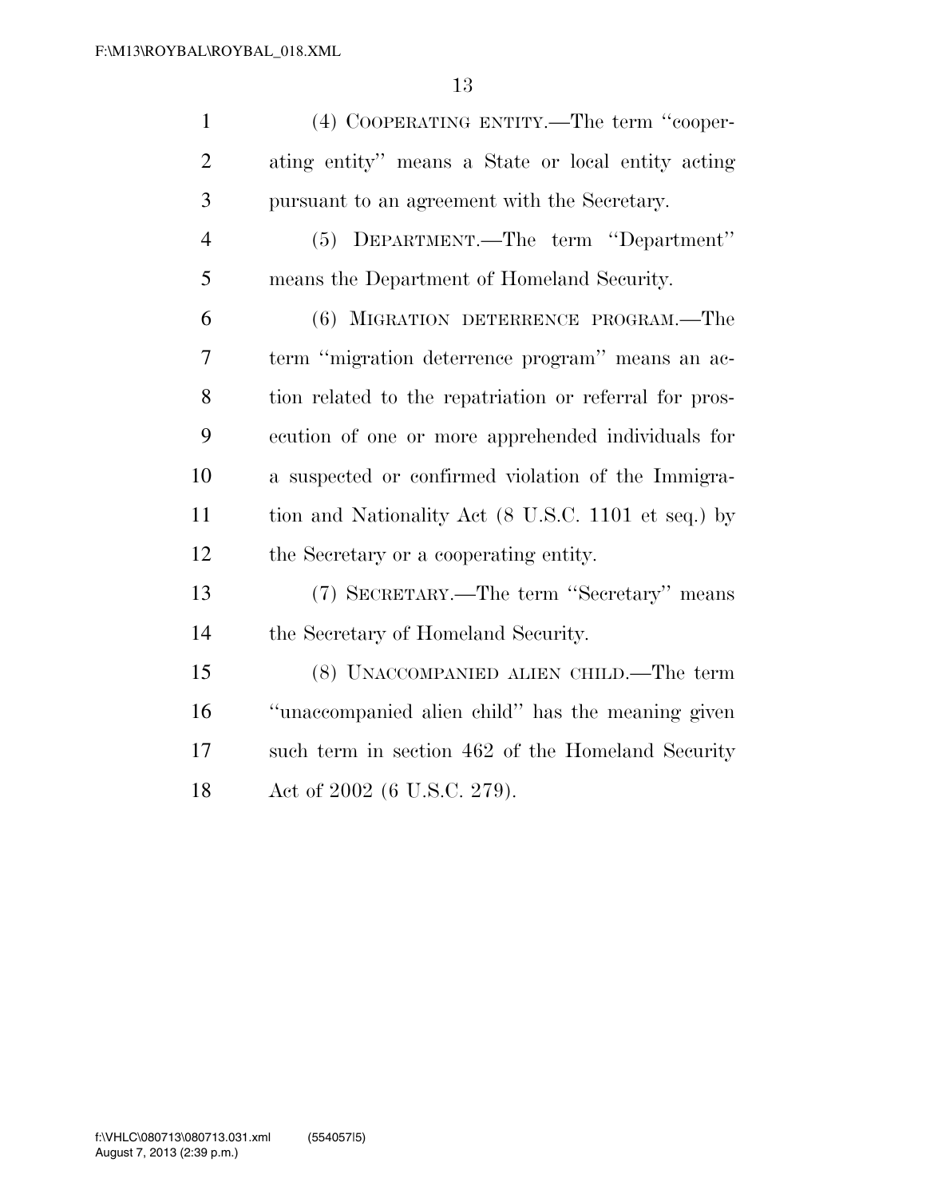(4) COOPERATING ENTITY.—The term "cooperating entity" means a State or local entity acting pursuant to an agreement with the Secretary.

(5) DEPARTMENT.—The term "Department" means the Department of Homeland Security.

(6) MIGRATION DETERRENCE PROGRAM.—The term "migration deterrence program" means an action related to the repatriation or referral for prosecution of one or more apprehended individuals for a suspected or confirmed violation of the Immigration and Nationality Act (8 U.S.C. 1101 et seq.) by the Secretary or a cooperating entity.

(7) SECRETARY.—The term "Secretary" means the Secretary of Homeland Security.

(8) UNACCOMPANIED ALIEN CHILD.—The term "unaccompanied alien child" has the meaning given such term in section 462 of the Homeland Security Act of 2002 (6 U.S.C. 279).